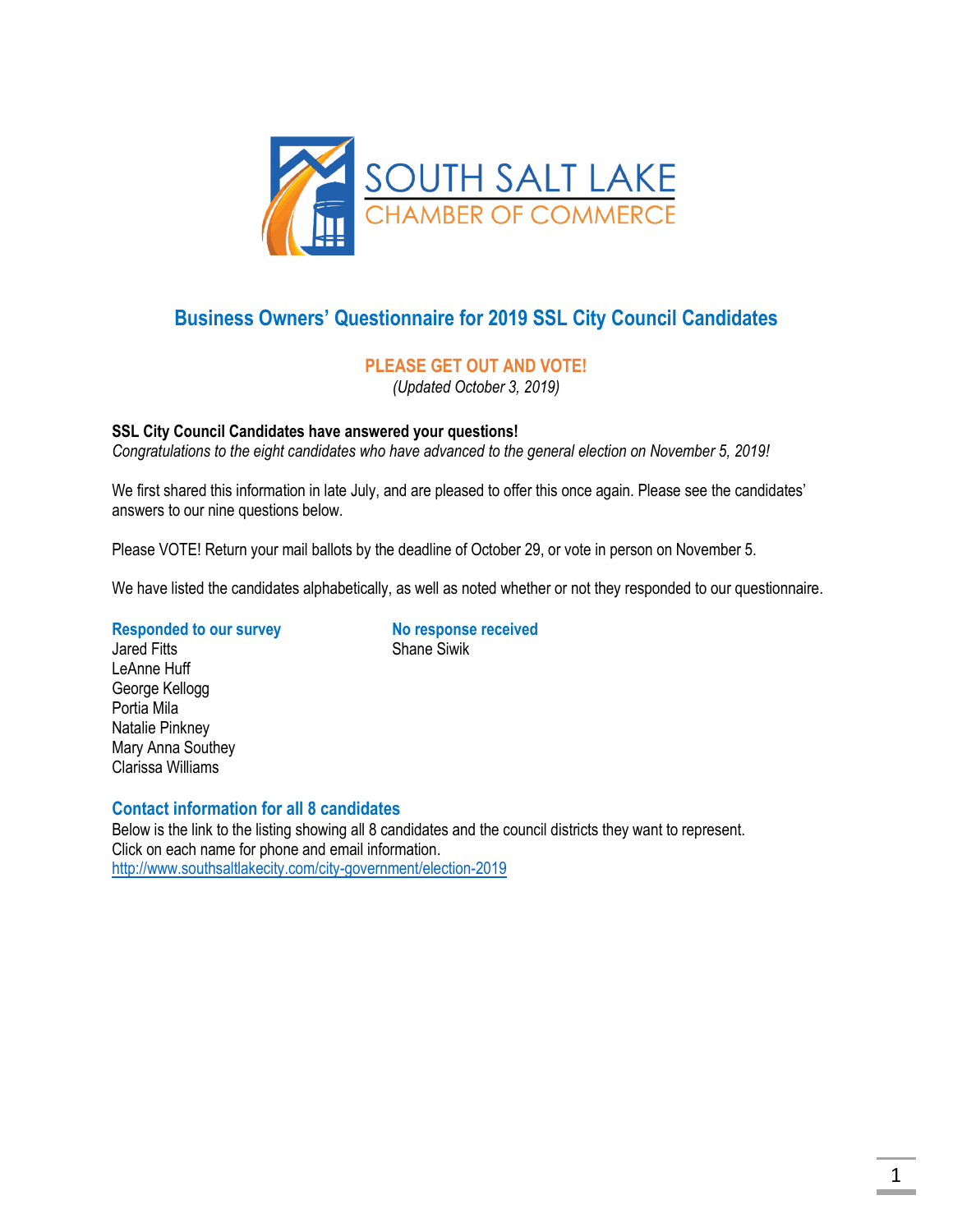SOUTH SALT LAKE
CHAMBER OF COMMERCE

# Business Owners' Questionnaire for 2019 SSL City Council Candidates

**PLEASE GET OUT AND VOTE!**

*(Updated October 3, 2019)*

**SSL City Council Candidates have answered your questions!**
*Congratulations to the eight candidates who have advanced to the general election on November 5, 2019!*

We first shared this information in late July, and are pleased to offer this once again. Please see the candidates' answers to our nine questions below.

Please VOTE! Return your mail ballots by the deadline of October 29, or vote in person on November 5.

We have listed the candidates alphabetically, as well as noted whether or not they responded to our questionnaire.

### Responded to our survey

Jared Fitts
LeAnne Huff
George Kellogg
Portia Mila
Natalie Pinkney
Mary Anna Southey
Clarissa Williams

### No response received

Shane Siwik

### Contact information for all 8 candidates

Below is the link to the listing showing all 8 candidates and the council districts they want to represent.
Click on each name for phone and email information.
http://www.southsaltlakecity.com/city-government/election-2019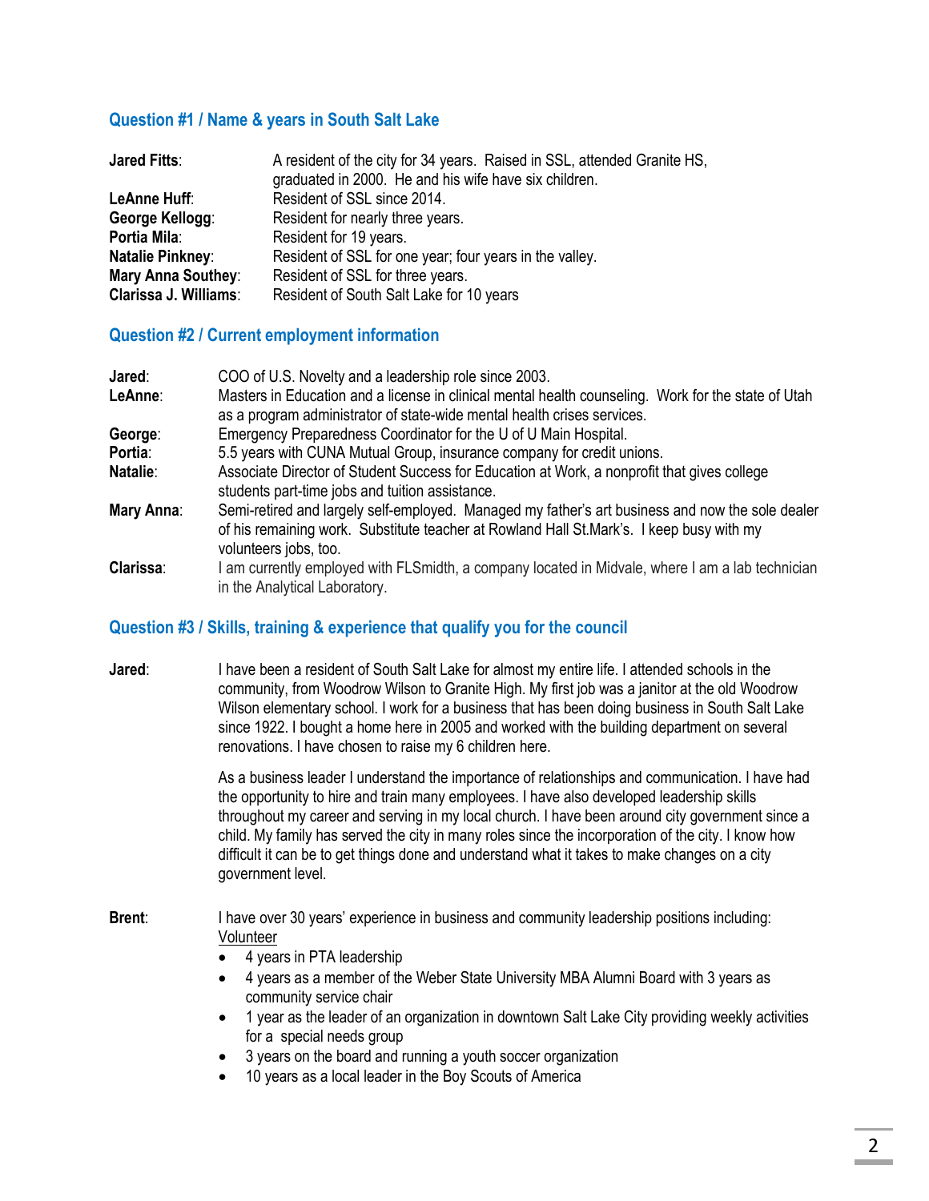## Question #1 / Name & years in South Salt Lake

| | |
|---|---|
| **Jared Fitts**: | A resident of the city for 34 years. Raised in SSL, attended Granite HS, graduated in 2000. He and his wife have six children. |
| **LeAnne Huff**: | Resident of SSL since 2014. |
| **George Kellogg**: | Resident for nearly three years. |
| **Portia Mila**: | Resident for 19 years. |
| **Natalie Pinkney**: | Resident of SSL for one year; four years in the valley. |
| **Mary Anna Southey**: | Resident of SSL for three years. |
| **Clarissa J. Williams**: | Resident of South Salt Lake for 10 years |

## Question #2 / Current employment information

| | |
|---|---|
| **Jared**: | COO of U.S. Novelty and a leadership role since 2003. |
| **LeAnne**: | Masters in Education and a license in clinical mental health counseling. Work for the state of Utah as a program administrator of state-wide mental health crises services. |
| **George**: | Emergency Preparedness Coordinator for the U of U Main Hospital. |
| **Portia**: | 5.5 years with CUNA Mutual Group, insurance company for credit unions. |
| **Natalie**: | Associate Director of Student Success for Education at Work, a nonprofit that gives college students part-time jobs and tuition assistance. |
| **Mary Anna**: | Semi-retired and largely self-employed. Managed my father's art business and now the sole dealer of his remaining work. Substitute teacher at Rowland Hall St.Mark's. I keep busy with my volunteers jobs, too. |
| **Clarissa**: | I am currently employed with FLSmidth, a company located in Midvale, where I am a lab technician in the Analytical Laboratory. |

## Question #3 / Skills, training & experience that qualify you for the council

**Jared**: I have been a resident of South Salt Lake for almost my entire life. I attended schools in the community, from Woodrow Wilson to Granite High. My first job was a janitor at the old Woodrow Wilson elementary school. I work for a business that has been doing business in South Salt Lake since 1922. I bought a home here in 2005 and worked with the building department on several renovations. I have chosen to raise my 6 children here.

As a business leader I understand the importance of relationships and communication. I have had the opportunity to hire and train many employees. I have also developed leadership skills throughout my career and serving in my local church. I have been around city government since a child. My family has served the city in many roles since the incorporation of the city. I know how difficult it can be to get things done and understand what it takes to make changes on a city government level.

**Brent**: I have over 30 years' experience in business and community leadership positions including:

Volunteer

- 4 years in PTA leadership
- 4 years as a member of the Weber State University MBA Alumni Board with 3 years as community service chair
- 1 year as the leader of an organization in downtown Salt Lake City providing weekly activities for a special needs group
- 3 years on the board and running a youth soccer organization
- 10 years as a local leader in the Boy Scouts of America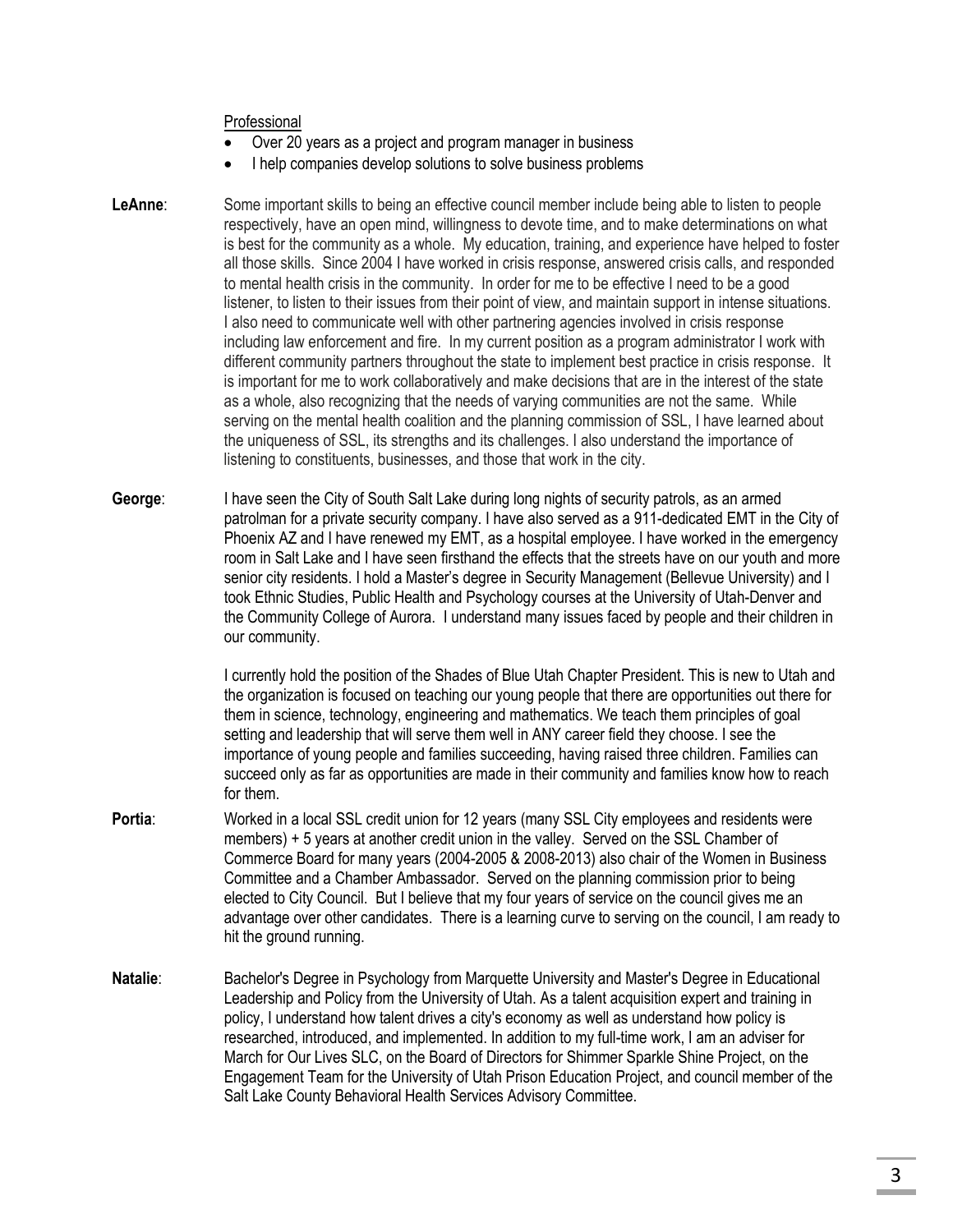Professional

- Over 20 years as a project and program manager in business
- I help companies develop solutions to solve business problems

**LeAnne**: Some important skills to being an effective council member include being able to listen to people respectively, have an open mind, willingness to devote time, and to make determinations on what is best for the community as a whole. My education, training, and experience have helped to foster all those skills. Since 2004 I have worked in crisis response, answered crisis calls, and responded to mental health crisis in the community. In order for me to be effective I need to be a good listener, to listen to their issues from their point of view, and maintain support in intense situations. I also need to communicate well with other partnering agencies involved in crisis response including law enforcement and fire. In my current position as a program administrator I work with different community partners throughout the state to implement best practice in crisis response. It is important for me to work collaboratively and make decisions that are in the interest of the state as a whole, also recognizing that the needs of varying communities are not the same. While serving on the mental health coalition and the planning commission of SSL, I have learned about the uniqueness of SSL, its strengths and its challenges. I also understand the importance of listening to constituents, businesses, and those that work in the city.

**George**: I have seen the City of South Salt Lake during long nights of security patrols, as an armed patrolman for a private security company. I have also served as a 911-dedicated EMT in the City of Phoenix AZ and I have renewed my EMT, as a hospital employee. I have worked in the emergency room in Salt Lake and I have seen firsthand the effects that the streets have on our youth and more senior city residents. I hold a Master's degree in Security Management (Bellevue University) and I took Ethnic Studies, Public Health and Psychology courses at the University of Utah-Denver and the Community College of Aurora. I understand many issues faced by people and their children in our community.

I currently hold the position of the Shades of Blue Utah Chapter President. This is new to Utah and the organization is focused on teaching our young people that there are opportunities out there for them in science, technology, engineering and mathematics. We teach them principles of goal setting and leadership that will serve them well in ANY career field they choose. I see the importance of young people and families succeeding, having raised three children. Families can succeed only as far as opportunities are made in their community and families know how to reach for them.

**Portia**: Worked in a local SSL credit union for 12 years (many SSL City employees and residents were members) + 5 years at another credit union in the valley. Served on the SSL Chamber of Commerce Board for many years (2004-2005 & 2008-2013) also chair of the Women in Business Committee and a Chamber Ambassador. Served on the planning commission prior to being elected to City Council. But I believe that my four years of service on the council gives me an advantage over other candidates. There is a learning curve to serving on the council, I am ready to hit the ground running.

**Natalie**: Bachelor's Degree in Psychology from Marquette University and Master's Degree in Educational Leadership and Policy from the University of Utah. As a talent acquisition expert and training in policy, I understand how talent drives a city's economy as well as understand how policy is researched, introduced, and implemented. In addition to my full-time work, I am an adviser for March for Our Lives SLC, on the Board of Directors for Shimmer Sparkle Shine Project, on the Engagement Team for the University of Utah Prison Education Project, and council member of the Salt Lake County Behavioral Health Services Advisory Committee.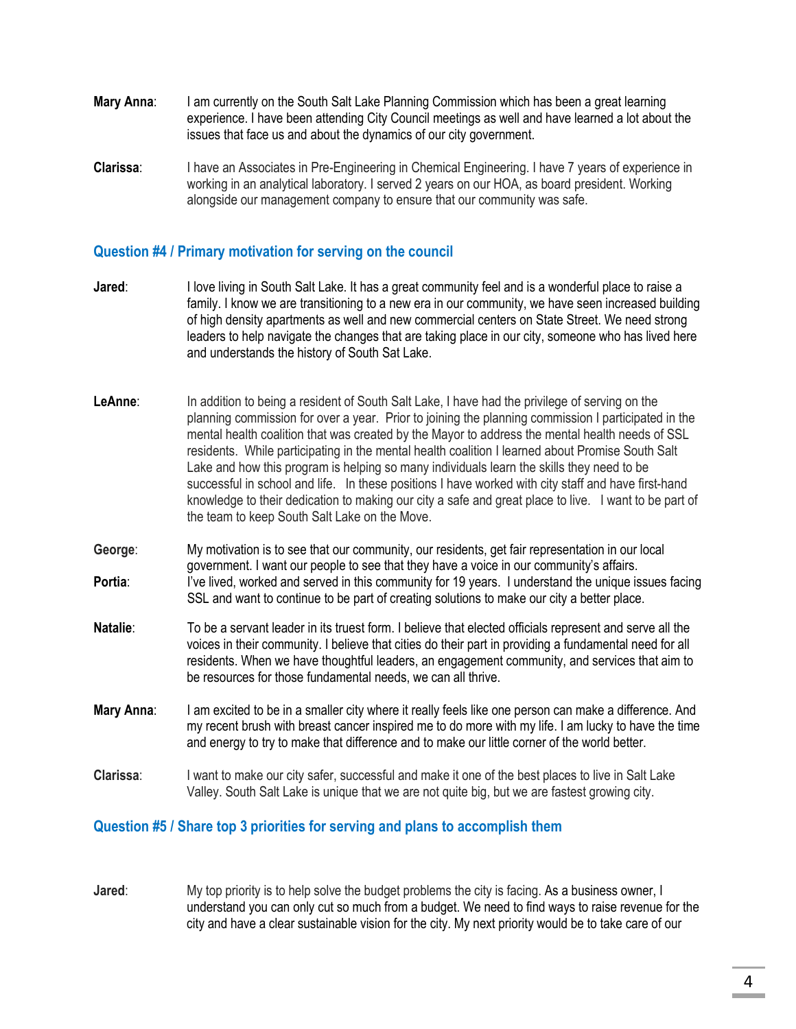**Mary Anna**: I am currently on the South Salt Lake Planning Commission which has been a great learning experience. I have been attending City Council meetings as well and have learned a lot about the issues that face us and about the dynamics of our city government.

**Clarissa**: I have an Associates in Pre-Engineering in Chemical Engineering. I have 7 years of experience in working in an analytical laboratory. I served 2 years on our HOA, as board president. Working alongside our management company to ensure that our community was safe.

## Question #4 / Primary motivation for serving on the council

**Jared**: I love living in South Salt Lake. It has a great community feel and is a wonderful place to raise a family. I know we are transitioning to a new era in our community, we have seen increased building of high density apartments as well and new commercial centers on State Street. We need strong leaders to help navigate the changes that are taking place in our city, someone who has lived here and understands the history of South Sat Lake.

**LeAnne**: In addition to being a resident of South Salt Lake, I have had the privilege of serving on the planning commission for over a year. Prior to joining the planning commission I participated in the mental health coalition that was created by the Mayor to address the mental health needs of SSL residents. While participating in the mental health coalition I learned about Promise South Salt Lake and how this program is helping so many individuals learn the skills they need to be successful in school and life. In these positions I have worked with city staff and have first-hand knowledge to their dedication to making our city a safe and great place to live. I want to be part of the team to keep South Salt Lake on the Move.

**George**: My motivation is to see that our community, our residents, get fair representation in our local government. I want our people to see that they have a voice in our community's affairs.

**Portia**: I've lived, worked and served in this community for 19 years. I understand the unique issues facing SSL and want to continue to be part of creating solutions to make our city a better place.

**Natalie**: To be a servant leader in its truest form. I believe that elected officials represent and serve all the voices in their community. I believe that cities do their part in providing a fundamental need for all residents. When we have thoughtful leaders, an engagement community, and services that aim to be resources for those fundamental needs, we can all thrive.

**Mary Anna**: I am excited to be in a smaller city where it really feels like one person can make a difference. And my recent brush with breast cancer inspired me to do more with my life. I am lucky to have the time and energy to try to make that difference and to make our little corner of the world better.

**Clarissa**: I want to make our city safer, successful and make it one of the best places to live in Salt Lake Valley. South Salt Lake is unique that we are not quite big, but we are fastest growing city.

## Question #5 / Share top 3 priorities for serving and plans to accomplish them

**Jared**: My top priority is to help solve the budget problems the city is facing. As a business owner, I understand you can only cut so much from a budget. We need to find ways to raise revenue for the city and have a clear sustainable vision for the city. My next priority would be to take care of our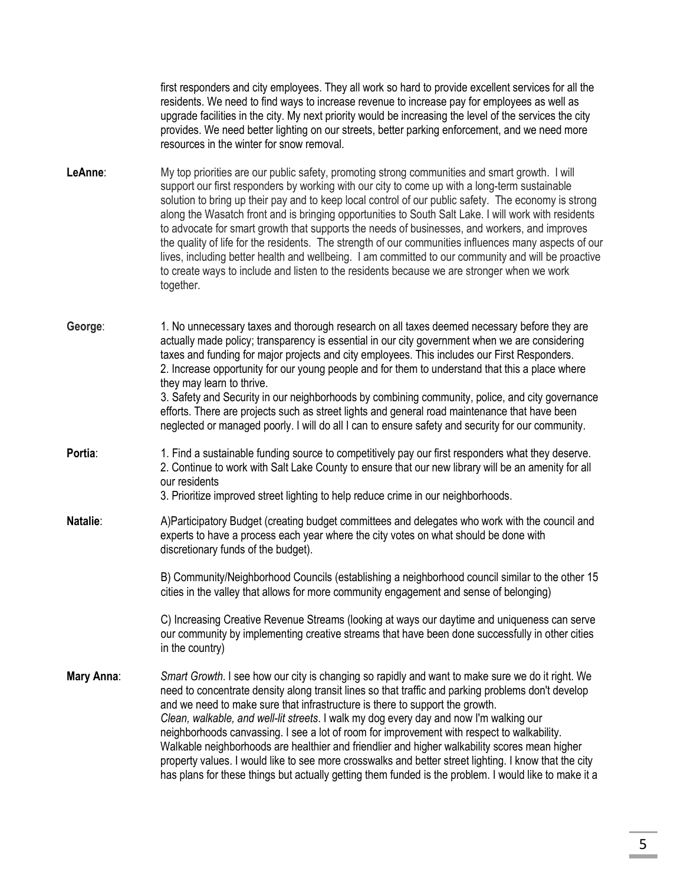first responders and city employees. They all work so hard to provide excellent services for all the residents. We need to find ways to increase revenue to increase pay for employees as well as upgrade facilities in the city. My next priority would be increasing the level of the services the city provides. We need better lighting on our streets, better parking enforcement, and we need more resources in the winter for snow removal.

**LeAnne**: My top priorities are our public safety, promoting strong communities and smart growth. I will support our first responders by working with our city to come up with a long-term sustainable solution to bring up their pay and to keep local control of our public safety. The economy is strong along the Wasatch front and is bringing opportunities to South Salt Lake. I will work with residents to advocate for smart growth that supports the needs of businesses, and workers, and improves the quality of life for the residents. The strength of our communities influences many aspects of our lives, including better health and wellbeing. I am committed to our community and will be proactive to create ways to include and listen to the residents because we are stronger when we work together.

**George**: 1. No unnecessary taxes and thorough research on all taxes deemed necessary before they are actually made policy; transparency is essential in our city government when we are considering taxes and funding for major projects and city employees. This includes our First Responders.
2. Increase opportunity for our young people and for them to understand that this a place where they may learn to thrive.
3. Safety and Security in our neighborhoods by combining community, police, and city governance efforts. There are projects such as street lights and general road maintenance that have been neglected or managed poorly. I will do all I can to ensure safety and security for our community.

**Portia**: 1. Find a sustainable funding source to competitively pay our first responders what they deserve.
2. Continue to work with Salt Lake County to ensure that our new library will be an amenity for all our residents
3. Prioritize improved street lighting to help reduce crime in our neighborhoods.

**Natalie**: A)Participatory Budget (creating budget committees and delegates who work with the council and experts to have a process each year where the city votes on what should be done with discretionary funds of the budget).

B) Community/Neighborhood Councils (establishing a neighborhood council similar to the other 15 cities in the valley that allows for more community engagement and sense of belonging)

C) Increasing Creative Revenue Streams (looking at ways our daytime and uniqueness can serve our community by implementing creative streams that have been done successfully in other cities in the country)

**Mary Anna**: *Smart Growth*. I see how our city is changing so rapidly and want to make sure we do it right. We need to concentrate density along transit lines so that traffic and parking problems don't develop and we need to make sure that infrastructure is there to support the growth.
*Clean, walkable, and well-lit streets*. I walk my dog every day and now I'm walking our neighborhoods canvassing. I see a lot of room for improvement with respect to walkability. Walkable neighborhoods are healthier and friendlier and higher walkability scores mean higher property values. I would like to see more crosswalks and better street lighting. I know that the city has plans for these things but actually getting them funded is the problem. I would like to make it a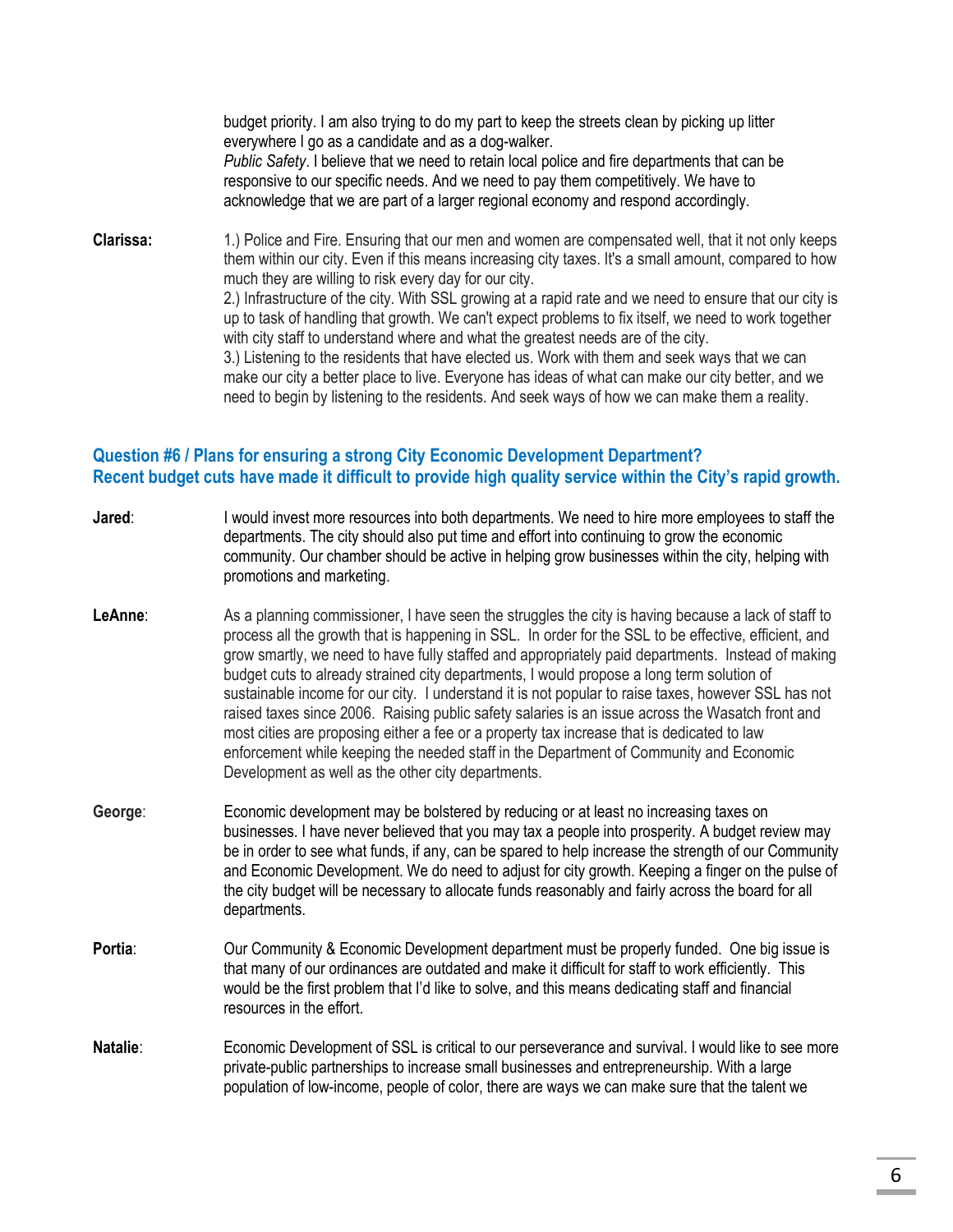budget priority. I am also trying to do my part to keep the streets clean by picking up litter everywhere I go as a candidate and as a dog-walker.
*Public Safety*. I believe that we need to retain local police and fire departments that can be responsive to our specific needs. And we need to pay them competitively. We have to acknowledge that we are part of a larger regional economy and respond accordingly.

**Clarissa:** 1.) Police and Fire. Ensuring that our men and women are compensated well, that it not only keeps them within our city. Even if this means increasing city taxes. It's a small amount, compared to how much they are willing to risk every day for our city.
2.) Infrastructure of the city. With SSL growing at a rapid rate and we need to ensure that our city is up to task of handling that growth. We can't expect problems to fix itself, we need to work together with city staff to understand where and what the greatest needs are of the city.
3.) Listening to the residents that have elected us. Work with them and seek ways that we can make our city a better place to live. Everyone has ideas of what can make our city better, and we need to begin by listening to the residents. And seek ways of how we can make them a reality.

### Question #6 / Plans for ensuring a strong City Economic Development Department? Recent budget cuts have made it difficult to provide high quality service within the City's rapid growth.

**Jared**: I would invest more resources into both departments. We need to hire more employees to staff the departments. The city should also put time and effort into continuing to grow the economic community. Our chamber should be active in helping grow businesses within the city, helping with promotions and marketing.

**LeAnne**: As a planning commissioner, I have seen the struggles the city is having because a lack of staff to process all the growth that is happening in SSL. In order for the SSL to be effective, efficient, and grow smartly, we need to have fully staffed and appropriately paid departments. Instead of making budget cuts to already strained city departments, I would propose a long term solution of sustainable income for our city. I understand it is not popular to raise taxes, however SSL has not raised taxes since 2006. Raising public safety salaries is an issue across the Wasatch front and most cities are proposing either a fee or a property tax increase that is dedicated to law enforcement while keeping the needed staff in the Department of Community and Economic Development as well as the other city departments.

**George**: Economic development may be bolstered by reducing or at least no increasing taxes on businesses. I have never believed that you may tax a people into prosperity. A budget review may be in order to see what funds, if any, can be spared to help increase the strength of our Community and Economic Development. We do need to adjust for city growth. Keeping a finger on the pulse of the city budget will be necessary to allocate funds reasonably and fairly across the board for all departments.

**Portia**: Our Community & Economic Development department must be properly funded. One big issue is that many of our ordinances are outdated and make it difficult for staff to work efficiently. This would be the first problem that I'd like to solve, and this means dedicating staff and financial resources in the effort.

**Natalie**: Economic Development of SSL is critical to our perseverance and survival. I would like to see more private-public partnerships to increase small businesses and entrepreneurship. With a large population of low-income, people of color, there are ways we can make sure that the talent we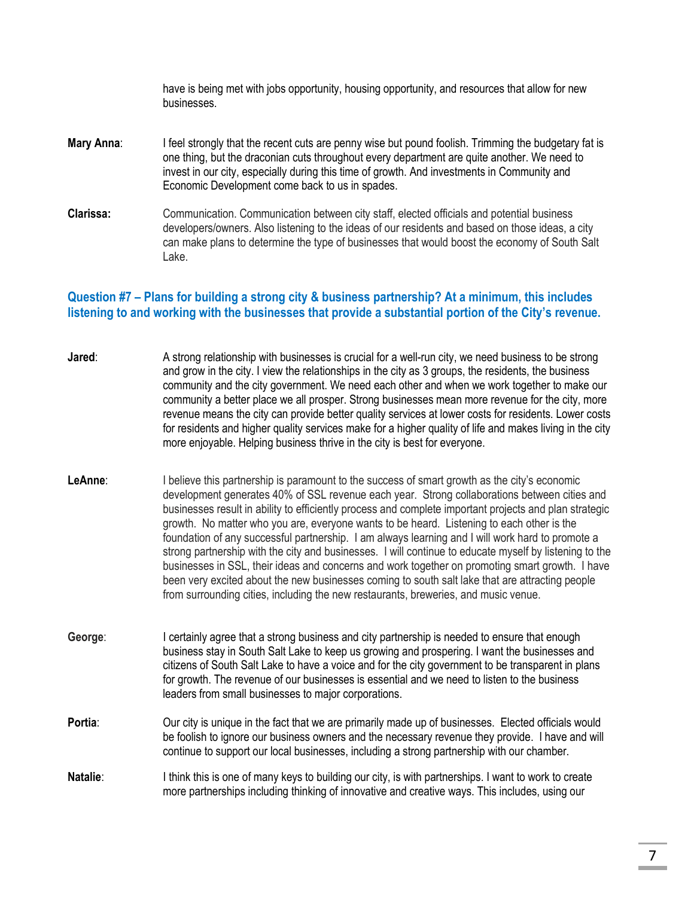have is being met with jobs opportunity, housing opportunity, and resources that allow for new businesses.

**Mary Anna**: I feel strongly that the recent cuts are penny wise but pound foolish. Trimming the budgetary fat is one thing, but the draconian cuts throughout every department are quite another. We need to invest in our city, especially during this time of growth. And investments in Community and Economic Development come back to us in spades.

**Clarissa:** Communication. Communication between city staff, elected officials and potential business developers/owners. Also listening to the ideas of our residents and based on those ideas, a city can make plans to determine the type of businesses that would boost the economy of South Salt Lake.

### Question #7 – Plans for building a strong city & business partnership? At a minimum, this includes listening to and working with the businesses that provide a substantial portion of the City's revenue.

**Jared**: A strong relationship with businesses is crucial for a well-run city, we need business to be strong and grow in the city. I view the relationships in the city as 3 groups, the residents, the business community and the city government. We need each other and when we work together to make our community a better place we all prosper. Strong businesses mean more revenue for the city, more revenue means the city can provide better quality services at lower costs for residents. Lower costs for residents and higher quality services make for a higher quality of life and makes living in the city more enjoyable. Helping business thrive in the city is best for everyone.

**LeAnne**: I believe this partnership is paramount to the success of smart growth as the city's economic development generates 40% of SSL revenue each year. Strong collaborations between cities and businesses result in ability to efficiently process and complete important projects and plan strategic growth. No matter who you are, everyone wants to be heard. Listening to each other is the foundation of any successful partnership. I am always learning and I will work hard to promote a strong partnership with the city and businesses. I will continue to educate myself by listening to the businesses in SSL, their ideas and concerns and work together on promoting smart growth. I have been very excited about the new businesses coming to south salt lake that are attracting people from surrounding cities, including the new restaurants, breweries, and music venue.

**George**: I certainly agree that a strong business and city partnership is needed to ensure that enough business stay in South Salt Lake to keep us growing and prospering. I want the businesses and citizens of South Salt Lake to have a voice and for the city government to be transparent in plans for growth. The revenue of our businesses is essential and we need to listen to the business leaders from small businesses to major corporations.

**Portia**: Our city is unique in the fact that we are primarily made up of businesses. Elected officials would be foolish to ignore our business owners and the necessary revenue they provide. I have and will continue to support our local businesses, including a strong partnership with our chamber.

**Natalie**: I think this is one of many keys to building our city, is with partnerships. I want to work to create more partnerships including thinking of innovative and creative ways. This includes, using our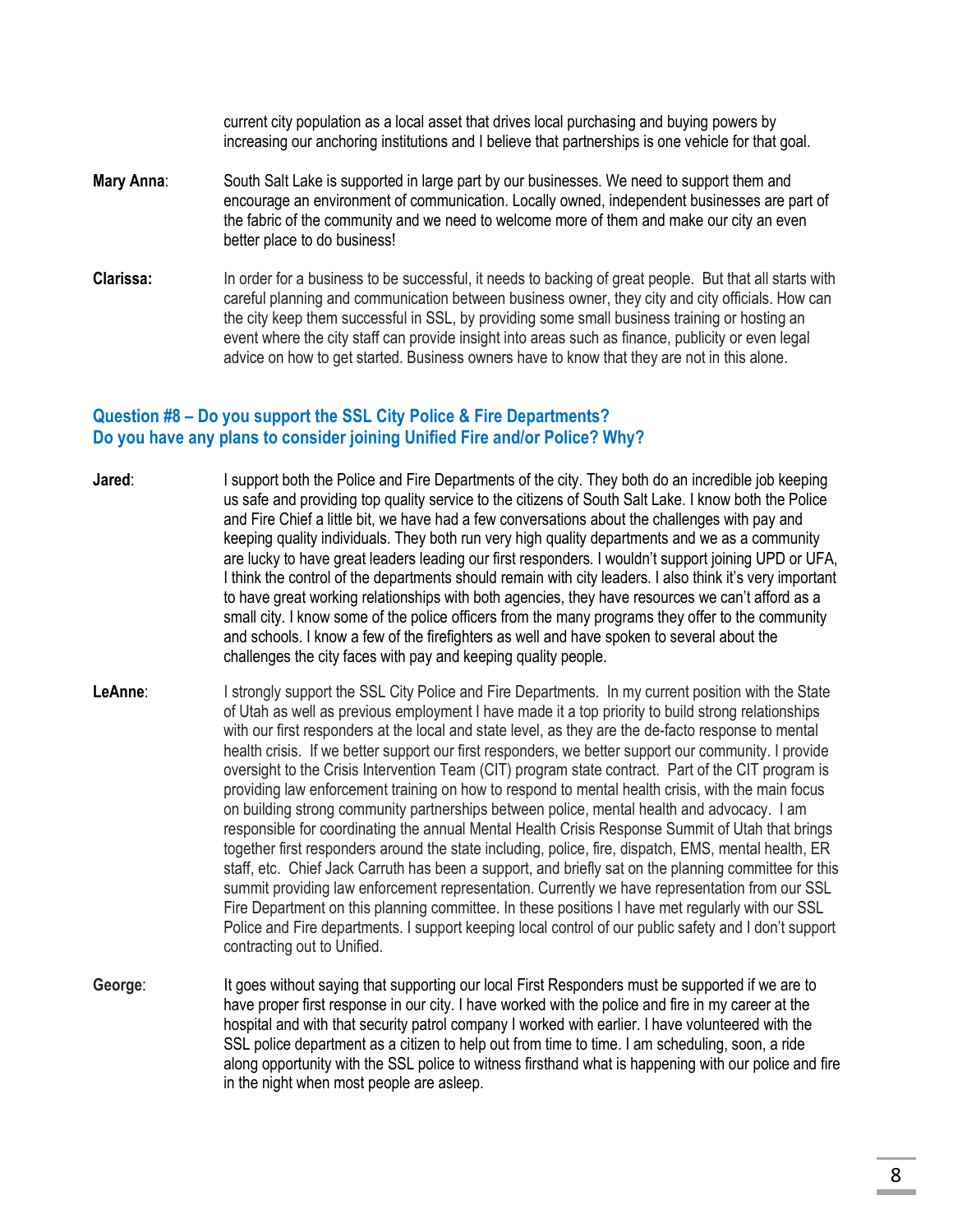current city population as a local asset that drives local purchasing and buying powers by increasing our anchoring institutions and I believe that partnerships is one vehicle for that goal.

**Mary Anna**: South Salt Lake is supported in large part by our businesses. We need to support them and encourage an environment of communication. Locally owned, independent businesses are part of the fabric of the community and we need to welcome more of them and make our city an even better place to do business!

**Clarissa:** In order for a business to be successful, it needs to backing of great people. But that all starts with careful planning and communication between business owner, they city and city officials. How can the city keep them successful in SSL, by providing some small business training or hosting an event where the city staff can provide insight into areas such as finance, publicity or even legal advice on how to get started. Business owners have to know that they are not in this alone.

### Question #8 – Do you support the SSL City Police & Fire Departments? Do you have any plans to consider joining Unified Fire and/or Police? Why?

**Jared**: I support both the Police and Fire Departments of the city. They both do an incredible job keeping us safe and providing top quality service to the citizens of South Salt Lake. I know both the Police and Fire Chief a little bit, we have had a few conversations about the challenges with pay and keeping quality individuals. They both run very high quality departments and we as a community are lucky to have great leaders leading our first responders. I wouldn't support joining UPD or UFA, I think the control of the departments should remain with city leaders. I also think it's very important to have great working relationships with both agencies, they have resources we can't afford as a small city. I know some of the police officers from the many programs they offer to the community and schools. I know a few of the firefighters as well and have spoken to several about the challenges the city faces with pay and keeping quality people.

**LeAnne**: I strongly support the SSL City Police and Fire Departments. In my current position with the State of Utah as well as previous employment I have made it a top priority to build strong relationships with our first responders at the local and state level, as they are the de-facto response to mental health crisis. If we better support our first responders, we better support our community. I provide oversight to the Crisis Intervention Team (CIT) program state contract. Part of the CIT program is providing law enforcement training on how to respond to mental health crisis, with the main focus on building strong community partnerships between police, mental health and advocacy. I am responsible for coordinating the annual Mental Health Crisis Response Summit of Utah that brings together first responders around the state including, police, fire, dispatch, EMS, mental health, ER staff, etc. Chief Jack Carruth has been a support, and briefly sat on the planning committee for this summit providing law enforcement representation. Currently we have representation from our SSL Fire Department on this planning committee. In these positions I have met regularly with our SSL Police and Fire departments. I support keeping local control of our public safety and I don't support contracting out to Unified.

**George**: It goes without saying that supporting our local First Responders must be supported if we are to have proper first response in our city. I have worked with the police and fire in my career at the hospital and with that security patrol company I worked with earlier. I have volunteered with the SSL police department as a citizen to help out from time to time. I am scheduling, soon, a ride along opportunity with the SSL police to witness firsthand what is happening with our police and fire in the night when most people are asleep.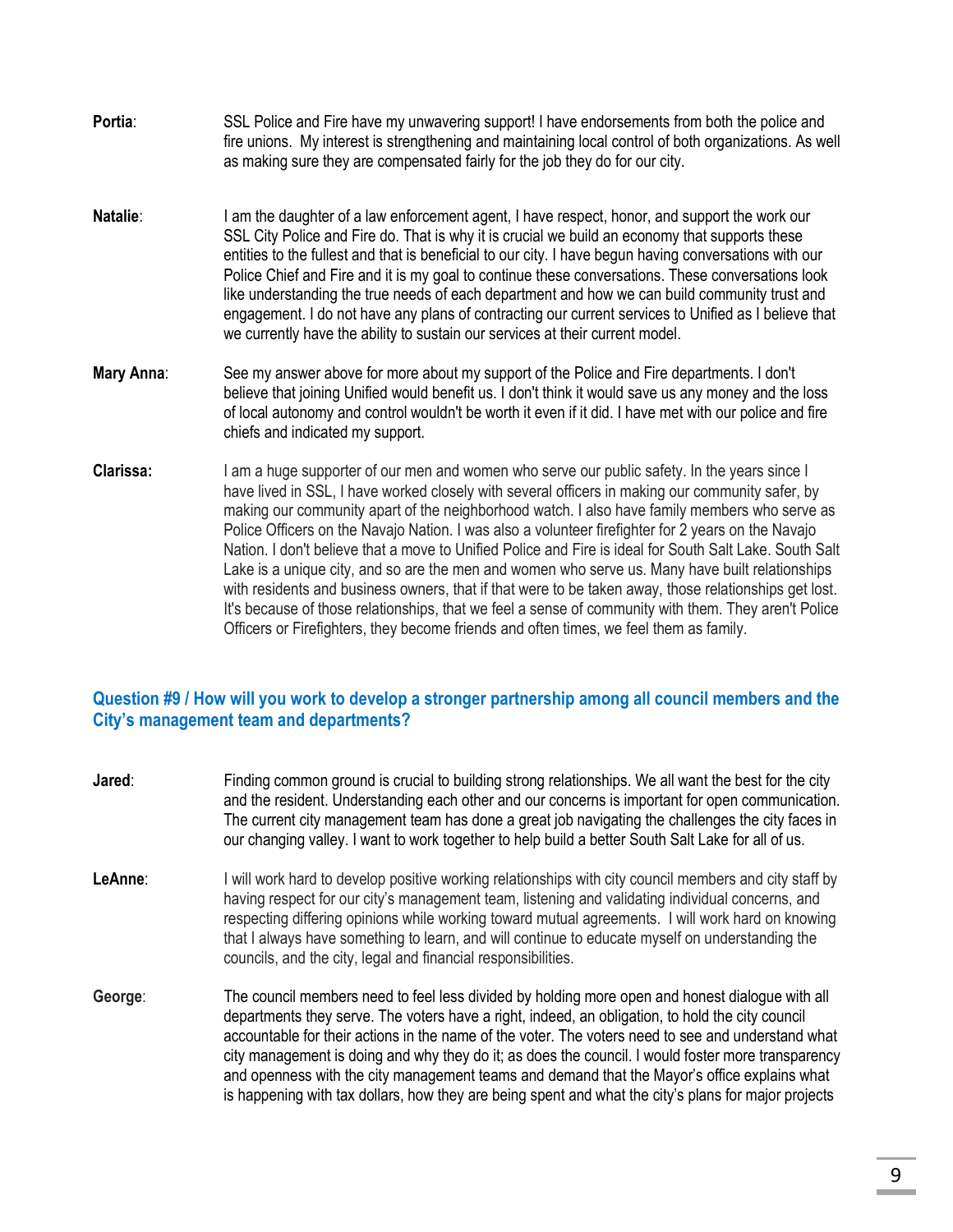**Portia**: SSL Police and Fire have my unwavering support! I have endorsements from both the police and fire unions. My interest is strengthening and maintaining local control of both organizations. As well as making sure they are compensated fairly for the job they do for our city.

**Natalie**: I am the daughter of a law enforcement agent, I have respect, honor, and support the work our SSL City Police and Fire do. That is why it is crucial we build an economy that supports these entities to the fullest and that is beneficial to our city. I have begun having conversations with our Police Chief and Fire and it is my goal to continue these conversations. These conversations look like understanding the true needs of each department and how we can build community trust and engagement. I do not have any plans of contracting our current services to Unified as I believe that we currently have the ability to sustain our services at their current model.

**Mary Anna**: See my answer above for more about my support of the Police and Fire departments. I don't believe that joining Unified would benefit us. I don't think it would save us any money and the loss of local autonomy and control wouldn't be worth it even if it did. I have met with our police and fire chiefs and indicated my support.

**Clarissa:** I am a huge supporter of our men and women who serve our public safety. In the years since I have lived in SSL, I have worked closely with several officers in making our community safer, by making our community apart of the neighborhood watch. I also have family members who serve as Police Officers on the Navajo Nation. I was also a volunteer firefighter for 2 years on the Navajo Nation. I don't believe that a move to Unified Police and Fire is ideal for South Salt Lake. South Salt Lake is a unique city, and so are the men and women who serve us. Many have built relationships with residents and business owners, that if that were to be taken away, those relationships get lost. It's because of those relationships, that we feel a sense of community with them. They aren't Police Officers or Firefighters, they become friends and often times, we feel them as family.

### Question #9 / How will you work to develop a stronger partnership among all council members and the City's management team and departments?

**Jared**: Finding common ground is crucial to building strong relationships. We all want the best for the city and the resident. Understanding each other and our concerns is important for open communication. The current city management team has done a great job navigating the challenges the city faces in our changing valley. I want to work together to help build a better South Salt Lake for all of us.

**LeAnne**: I will work hard to develop positive working relationships with city council members and city staff by having respect for our city's management team, listening and validating individual concerns, and respecting differing opinions while working toward mutual agreements. I will work hard on knowing that I always have something to learn, and will continue to educate myself on understanding the councils, and the city, legal and financial responsibilities.

**George**: The council members need to feel less divided by holding more open and honest dialogue with all departments they serve. The voters have a right, indeed, an obligation, to hold the city council accountable for their actions in the name of the voter. The voters need to see and understand what city management is doing and why they do it; as does the council. I would foster more transparency and openness with the city management teams and demand that the Mayor's office explains what is happening with tax dollars, how they are being spent and what the city's plans for major projects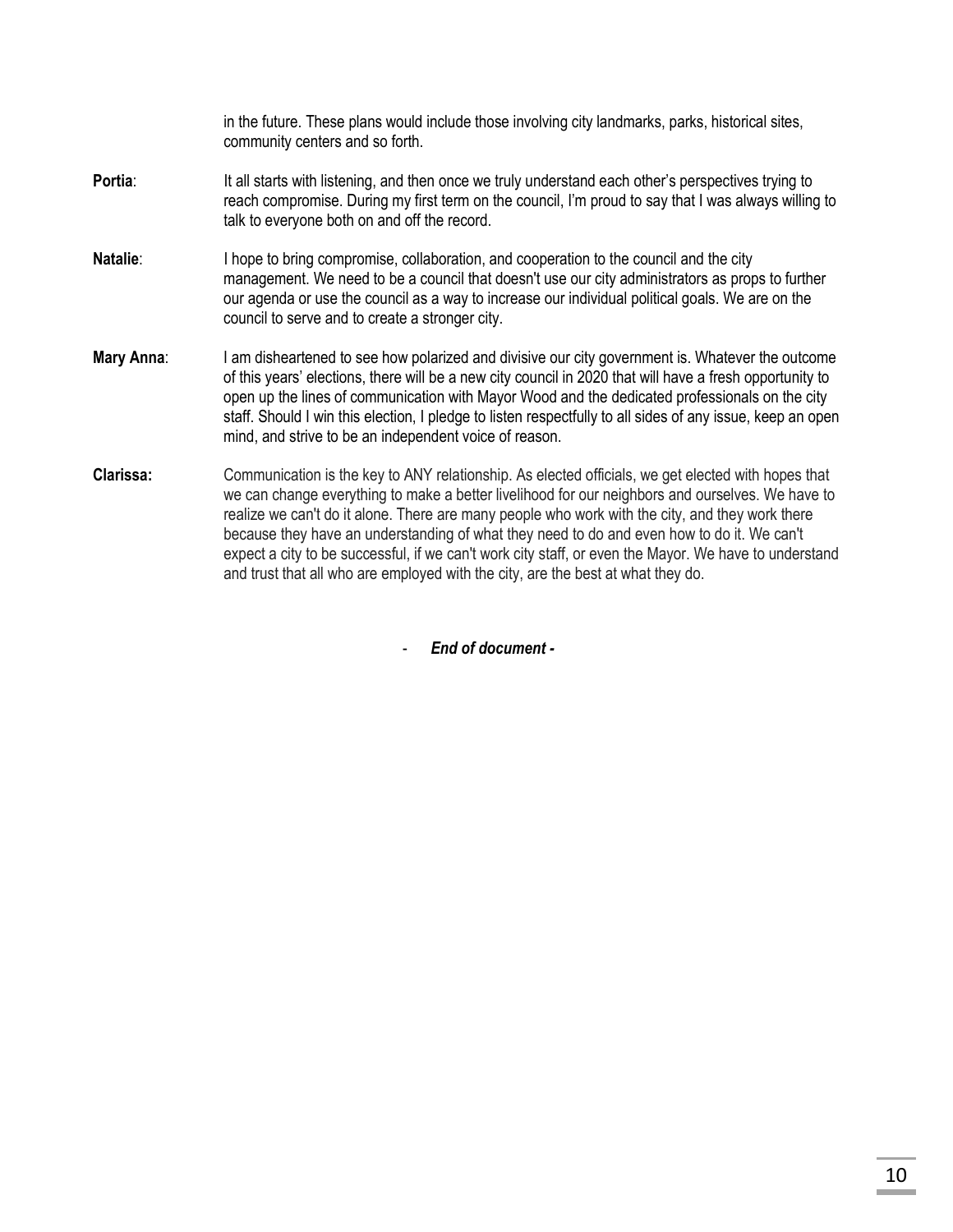in the future. These plans would include those involving city landmarks, parks, historical sites, community centers and so forth.

**Portia**: It all starts with listening, and then once we truly understand each other's perspectives trying to reach compromise. During my first term on the council, I'm proud to say that I was always willing to talk to everyone both on and off the record.

**Natalie**: I hope to bring compromise, collaboration, and cooperation to the council and the city management. We need to be a council that doesn't use our city administrators as props to further our agenda or use the council as a way to increase our individual political goals. We are on the council to serve and to create a stronger city.

**Mary Anna**: I am disheartened to see how polarized and divisive our city government is. Whatever the outcome of this years' elections, there will be a new city council in 2020 that will have a fresh opportunity to open up the lines of communication with Mayor Wood and the dedicated professionals on the city staff. Should I win this election, I pledge to listen respectfully to all sides of any issue, keep an open mind, and strive to be an independent voice of reason.

**Clarissa:** Communication is the key to ANY relationship. As elected officials, we get elected with hopes that we can change everything to make a better livelihood for our neighbors and ourselves. We have to realize we can't do it alone. There are many people who work with the city, and they work there because they have an understanding of what they need to do and even how to do it. We can't expect a city to be successful, if we can't work city staff, or even the Mayor. We have to understand and trust that all who are employed with the city, are the best at what they do.

- ***End of document -***